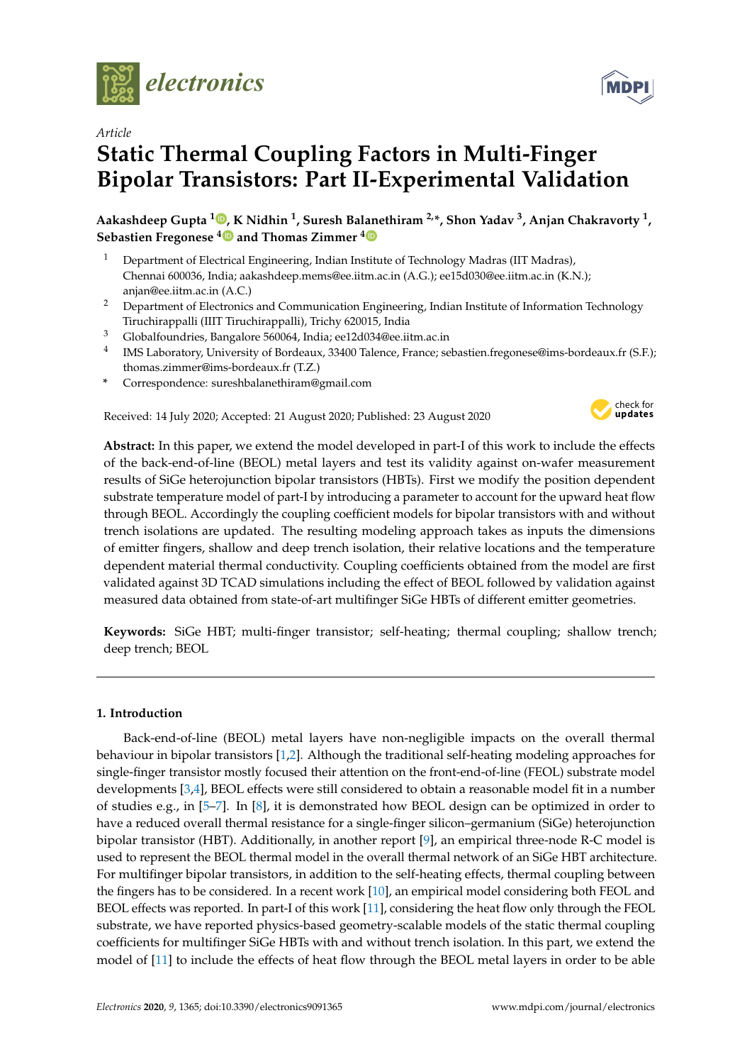*Article*

# Static Thermal Coupling Factors in Multi-Finger Bipolar Transistors: Part II-Experimental Validation

**Aakashdeep Gupta [1], K Nidhin [1], Suresh Balanethiram [2,*], Shon Yadav [3], Anjan Chakravorty [1], Sebastien Fregonese [4] and Thomas Zimmer [4]**

1. Department of Electrical Engineering, Indian Institute of Technology Madras (IIT Madras), Chennai 600036, India; aakashdeep.mems@ee.iitm.ac.in (A.G.); ee15d030@ee.iitm.ac.in (K.N.); anjan@ee.iitm.ac.in (A.C.)
2. Department of Electronics and Communication Engineering, Indian Institute of Information Technology Tiruchirappalli (IIIT Tiruchirappalli), Trichy 620015, India
3. Globalfoundries, Bangalore 560064, India; ee12d034@ee.iitm.ac.in
4. IMS Laboratory, University of Bordeaux, 33400 Talence, France; sebastien.fregonese@ims-bordeaux.fr (S.F.); thomas.zimmer@ims-bordeaux.fr (T.Z.)

\* Correspondence: sureshbalanethiram@gmail.com

Received: 14 July 2020; Accepted: 21 August 2020; Published: 23 August 2020

**Abstract:** In this paper, we extend the model developed in part-I of this work to include the effects of the back-end-of-line (BEOL) metal layers and test its validity against on-wafer measurement results of SiGe heterojunction bipolar transistors (HBTs). First we modify the position dependent substrate temperature model of part-I by introducing a parameter to account for the upward heat flow through BEOL. Accordingly the coupling coefficient models for bipolar transistors with and without trench isolations are updated. The resulting modeling approach takes as inputs the dimensions of emitter fingers, shallow and deep trench isolation, their relative locations and the temperature dependent material thermal conductivity. Coupling coefficients obtained from the model are first validated against 3D TCAD simulations including the effect of BEOL followed by validation against measured data obtained from state-of-art multifinger SiGe HBTs of different emitter geometries.

**Keywords:** SiGe HBT; multi-finger transistor; self-heating; thermal coupling; shallow trench; deep trench; BEOL

## 1. Introduction

Back-end-of-line (BEOL) metal layers have non-negligible impacts on the overall thermal behaviour in bipolar transistors [1,2]. Although the traditional self-heating modeling approaches for single-finger transistor mostly focused their attention on the front-end-of-line (FEOL) substrate model developments [3,4], BEOL effects were still considered to obtain a reasonable model fit in a number of studies e.g., in [5–7]. In [8], it is demonstrated how BEOL design can be optimized in order to have a reduced overall thermal resistance for a single-finger silicon–germanium (SiGe) heterojunction bipolar transistor (HBT). Additionally, in another report [9], an empirical three-node R-C model is used to represent the BEOL thermal model in the overall thermal network of an SiGe HBT architecture. For multifinger bipolar transistors, in addition to the self-heating effects, thermal coupling between the fingers has to be considered. In a recent work [10], an empirical model considering both FEOL and BEOL effects was reported. In part-I of this work [11], considering the heat flow only through the FEOL substrate, we have reported physics-based geometry-scalable models of the static thermal coupling coefficients for multifinger SiGe HBTs with and without trench isolation. In this part, we extend the model of [11] to include the effects of heat flow through the BEOL metal layers in order to be able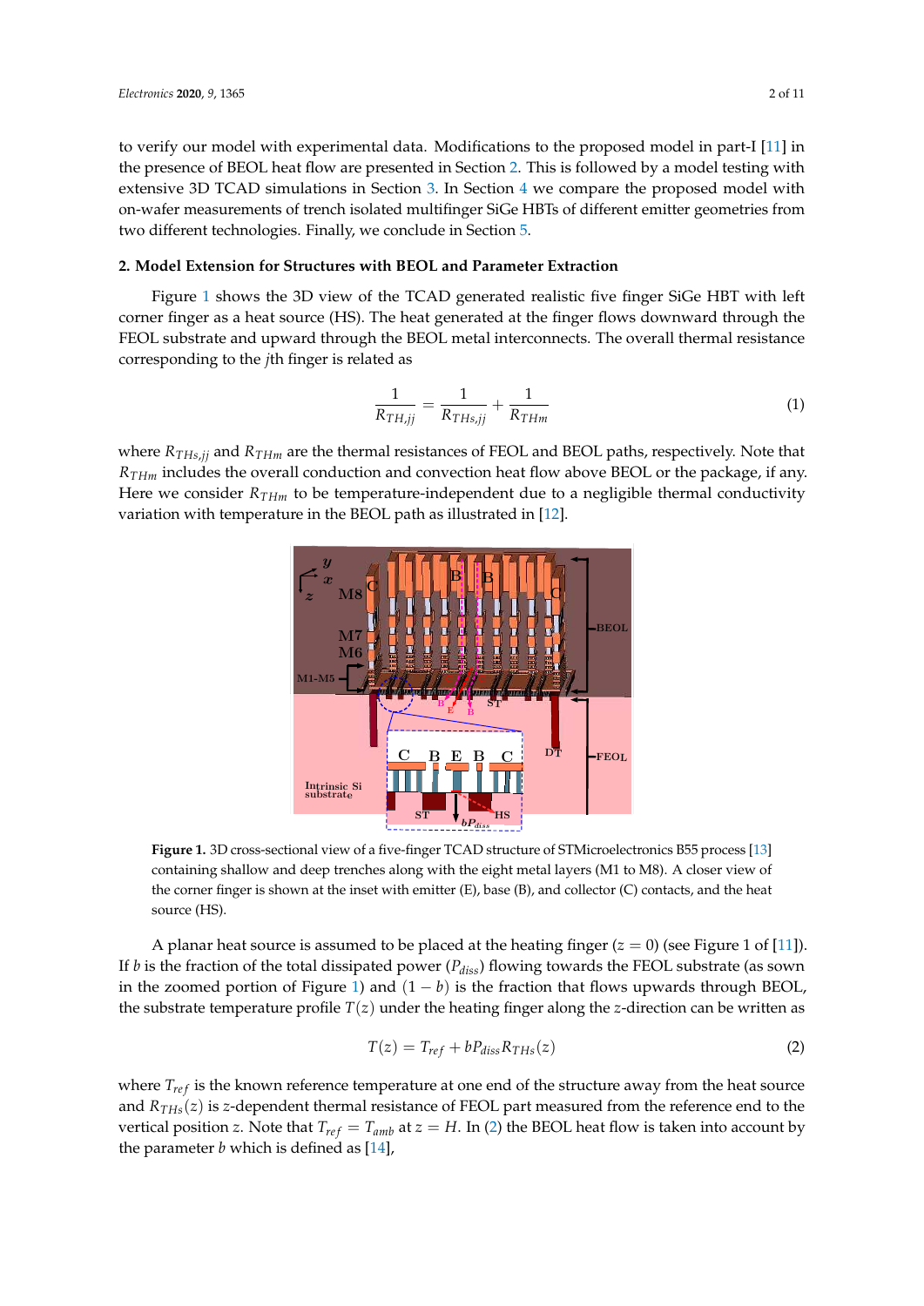to verify our model with experimental data. Modifications to the proposed model in part-I [11] in the presence of BEOL heat flow are presented in Section 2. This is followed by a model testing with extensive 3D TCAD simulations in Section 3. In Section 4 we compare the proposed model with on-wafer measurements of trench isolated multifinger SiGe HBTs of different emitter geometries from two different technologies. Finally, we conclude in Section 5.

## 2. Model Extension for Structures with BEOL and Parameter Extraction

Figure 1 shows the 3D view of the TCAD generated realistic five finger SiGe HBT with left corner finger as a heat source (HS). The heat generated at the finger flows downward through the FEOL substrate and upward through the BEOL metal interconnects. The overall thermal resistance corresponding to the $j$th finger is related as

$$\frac{1}{R_{TH,jj}} = \frac{1}{R_{THs,jj}} + \frac{1}{R_{THm}} \tag{1}$$

where $R_{THs,jj}$ and $R_{THm}$ are the thermal resistances of FEOL and BEOL paths, respectively. Note that $R_{THm}$ includes the overall conduction and convection heat flow above BEOL or the package, if any. Here we consider $R_{THm}$ to be temperature-independent due to a negligible thermal conductivity variation with temperature in the BEOL path as illustrated in [12].

**Figure 1.** 3D cross-sectional view of a five-finger TCAD structure of STMicroelectronics B55 process [13] containing shallow and deep trenches along with the eight metal layers (M1 to M8). A closer view of the corner finger is shown at the inset with emitter (E), base (B), and collector (C) contacts, and the heat source (HS).

A planar heat source is assumed to be placed at the heating finger ($z = 0$) (see Figure 1 of [11]). If $b$ is the fraction of the total dissipated power ($P_{diss}$) flowing towards the FEOL substrate (as sown in the zoomed portion of Figure 1) and $(1 - b)$ is the fraction that flows upwards through BEOL, the substrate temperature profile $T(z)$ under the heating finger along the $z$-direction can be written as

$$T(z) = T_{ref} + bP_{diss}R_{THs}(z) \tag{2}$$

where $T_{ref}$ is the known reference temperature at one end of the structure away from the heat source and $R_{THs}(z)$ is $z$-dependent thermal resistance of FEOL part measured from the reference end to the vertical position $z$. Note that $T_{ref} = T_{amb}$ at $z = H$. In (2) the BEOL heat flow is taken into account by the parameter $b$ which is defined as [14],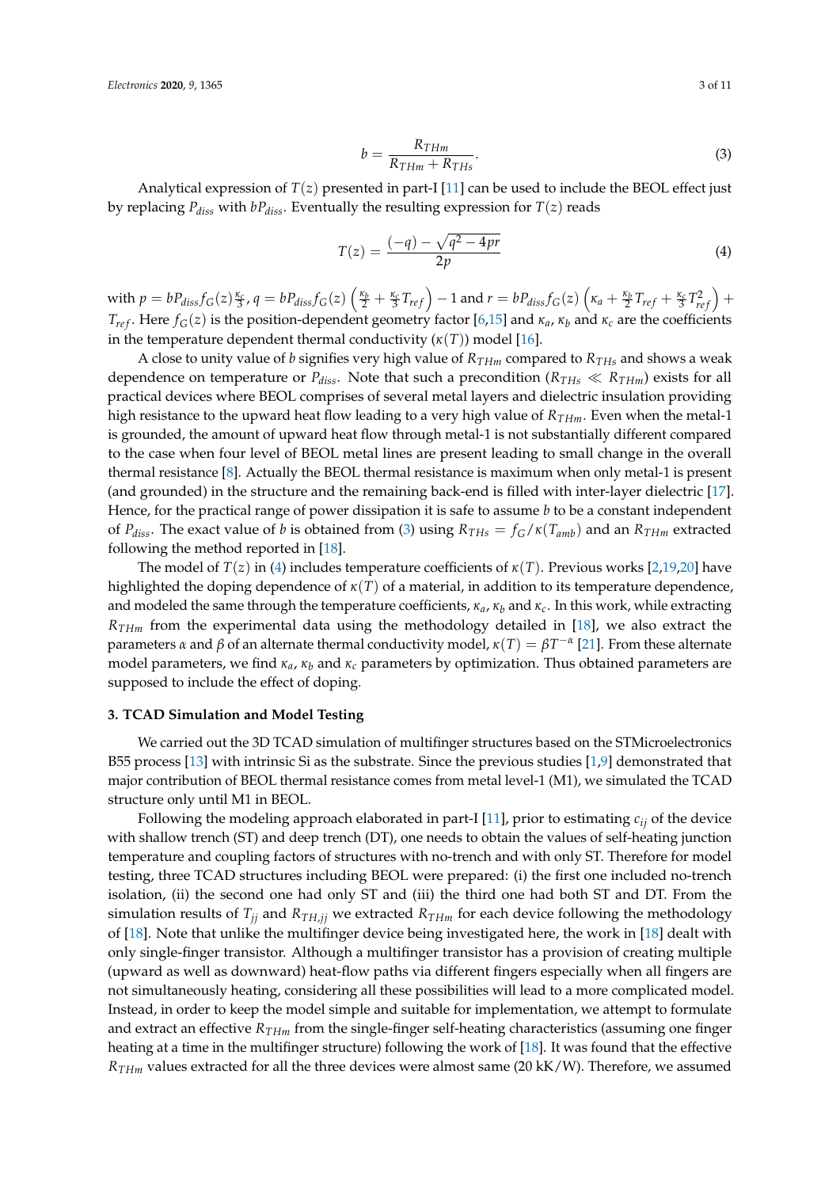$$b = \frac{R_{THm}}{R_{THm} + R_{THs}}. \tag{3}$$

Analytical expression of $T(z)$ presented in part-I [11] can be used to include the BEOL effect just by replacing $P_{diss}$ with $bP_{diss}$. Eventually the resulting expression for $T(z)$ reads

$$T(z) = \frac{(-q) - \sqrt{q^2 - 4pr}}{2p} \tag{4}$$

with $p = bP_{diss}f_G(z)\frac{\kappa_c}{3}$, $q = bP_{diss}f_G(z)\left(\frac{\kappa_b}{2} + \frac{\kappa_c}{3}T_{ref}\right) - 1$ and $r = bP_{diss}f_G(z)\left(\kappa_a + \frac{\kappa_b}{2}T_{ref} + \frac{\kappa_c}{3}T_{ref}^2\right) + T_{ref}$. Here $f_G(z)$ is the position-dependent geometry factor [6,15] and $\kappa_a$, $\kappa_b$ and $\kappa_c$ are the coefficients in the temperature dependent thermal conductivity ($\kappa(T)$) model [16].

A close to unity value of $b$ signifies very high value of $R_{THm}$ compared to $R_{THs}$ and shows a weak dependence on temperature or $P_{diss}$. Note that such a precondition ($R_{THs} \ll R_{THm}$) exists for all practical devices where BEOL comprises of several metal layers and dielectric insulation providing high resistance to the upward heat flow leading to a very high value of $R_{THm}$. Even when the metal-1 is grounded, the amount of upward heat flow through metal-1 is not substantially different compared to the case when four level of BEOL metal lines are present leading to small change in the overall thermal resistance [8]. Actually the BEOL thermal resistance is maximum when only metal-1 is present (and grounded) in the structure and the remaining back-end is filled with inter-layer dielectric [17]. Hence, for the practical range of power dissipation it is safe to assume $b$ to be a constant independent of $P_{diss}$. The exact value of $b$ is obtained from (3) using $R_{THs} = f_G/\kappa(T_{amb})$ and an $R_{THm}$ extracted following the method reported in [18].

The model of $T(z)$ in (4) includes temperature coefficients of $\kappa(T)$. Previous works [2,19,20] have highlighted the doping dependence of $\kappa(T)$ of a material, in addition to its temperature dependence, and modeled the same through the temperature coefficients, $\kappa_a$, $\kappa_b$ and $\kappa_c$. In this work, while extracting $R_{THm}$ from the experimental data using the methodology detailed in [18], we also extract the parameters $\alpha$ and $\beta$ of an alternate thermal conductivity model, $\kappa(T) = \beta T^{-\alpha}$ [21]. From these alternate model parameters, we find $\kappa_a$, $\kappa_b$ and $\kappa_c$ parameters by optimization. Thus obtained parameters are supposed to include the effect of doping.

## 3. TCAD Simulation and Model Testing

We carried out the 3D TCAD simulation of multifinger structures based on the STMicroelectronics B55 process [13] with intrinsic Si as the substrate. Since the previous studies [1,9] demonstrated that major contribution of BEOL thermal resistance comes from metal level-1 (M1), we simulated the TCAD structure only until M1 in BEOL.

Following the modeling approach elaborated in part-I [11], prior to estimating $c_{ij}$ of the device with shallow trench (ST) and deep trench (DT), one needs to obtain the values of self-heating junction temperature and coupling factors of structures with no-trench and with only ST. Therefore for model testing, three TCAD structures including BEOL were prepared: (i) the first one included no-trench isolation, (ii) the second one had only ST and (iii) the third one had both ST and DT. From the simulation results of $T_{jj}$ and $R_{TH,jj}$ we extracted $R_{THm}$ for each device following the methodology of [18]. Note that unlike the multifinger device being investigated here, the work in [18] dealt with only single-finger transistor. Although a multifinger transistor has a provision of creating multiple (upward as well as downward) heat-flow paths via different fingers especially when all fingers are not simultaneously heating, considering all these possibilities will lead to a more complicated model. Instead, in order to keep the model simple and suitable for implementation, we attempt to formulate and extract an effective $R_{THm}$ from the single-finger self-heating characteristics (assuming one finger heating at a time in the multifinger structure) following the work of [18]. It was found that the effective $R_{THm}$ values extracted for all the three devices were almost same (20 kK/W). Therefore, we assumed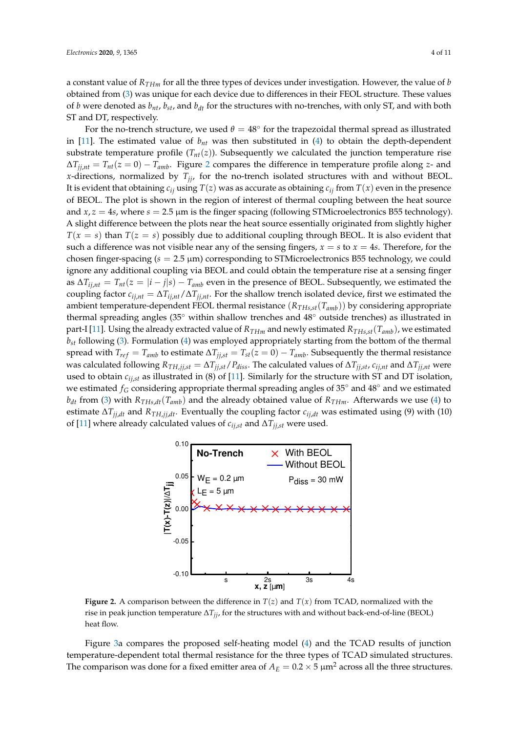a constant value of $R_{THm}$ for all the three types of devices under investigation. However, the value of $b$ obtained from (3) was unique for each device due to differences in their FEOL structure. These values of $b$ were denoted as $b_{nt}$, $b_{st}$, and $b_{dt}$ for the structures with no-trenches, with only ST, and with both ST and DT, respectively.

For the no-trench structure, we used $\theta = 48^\circ$ for the trapezoidal thermal spread as illustrated in [11]. The estimated value of $b_{nt}$ was then substituted in (4) to obtain the depth-dependent substrate temperature profile ($T_{nt}(z)$). Subsequently we calculated the junction temperature rise $\Delta T_{jj,nt} = T_{nt}(z = 0) - T_{amb}$. Figure 2 compares the difference in temperature profile along $z$- and $x$-directions, normalized by $T_{jj}$, for the no-trench isolated structures with and without BEOL. It is evident that obtaining $c_{ij}$ using $T(z)$ was as accurate as obtaining $c_{ij}$ from $T(x)$ even in the presence of BEOL. The plot is shown in the region of interest of thermal coupling between the heat source and $x, z = 4s$, where $s = 2.5$ µm is the finger spacing (following STMicroelectronics B55 technology). A slight difference between the plots near the heat source essentially originated from slightly higher $T(x = s)$ than $T(z = s)$ possibly due to additional coupling through BEOL. It is also evident that such a difference was not visible near any of the sensing fingers, $x = s$ to $x = 4s$. Therefore, for the chosen finger-spacing ($s = 2.5$ µm) corresponding to STMicroelectronics B55 technology, we could ignore any additional coupling via BEOL and could obtain the temperature rise at a sensing finger as $\Delta T_{ij,nt} = T_{nt}(z = |i - j|s) - T_{amb}$ even in the presence of BEOL. Subsequently, we estimated the coupling factor $c_{ij,nt} = \Delta T_{ij,nt}/\Delta T_{jj,nt}$. For the shallow trench isolated device, first we estimated the ambient temperature-dependent FEOL thermal resistance $(R_{THs,st}(T_{amb}))$ by considering appropriate thermal spreading angles (35° within shallow trenches and 48° outside trenches) as illustrated in part-I [11]. Using the already extracted value of $R_{THm}$ and newly estimated $R_{THs,st}(T_{amb})$, we estimated $b_{st}$ following (3). Formulation (4) was employed appropriately starting from the bottom of the thermal spread with $T_{ref} = T_{amb}$ to estimate $\Delta T_{jj,st} = T_{st}(z = 0) - T_{amb}$. Subsequently the thermal resistance was calculated following $R_{TH,jj,st} = \Delta T_{jj,st}/P_{diss}$. The calculated values of $\Delta T_{jj,st}$, $c_{ij,nt}$ and $\Delta T_{jj,nt}$ were used to obtain $c_{ij,st}$ as illustrated in (8) of [11]. Similarly for the structure with ST and DT isolation, we estimated $f_G$ considering appropriate thermal spreading angles of 35° and 48° and we estimated $b_{dt}$ from (3) with $R_{THs,dt}(T_{amb})$ and the already obtained value of $R_{THm}$. Afterwards we use (4) to estimate $\Delta T_{jj,dt}$ and $R_{TH,jj,dt}$. Eventually the coupling factor $c_{ij,dt}$ was estimated using (9) with (10) of [11] where already calculated values of $c_{ij,st}$ and $\Delta T_{jj,st}$ were used.

**Figure 2.** A comparison between the difference in $T(z)$ and $T(x)$ from TCAD, normalized with the rise in peak junction temperature $\Delta T_{jj}$, for the structures with and without back-end-of-line (BEOL) heat flow.

Figure 3a compares the proposed self-heating model (4) and the TCAD results of junction temperature-dependent total thermal resistance for the three types of TCAD simulated structures. The comparison was done for a fixed emitter area of $A_E = 0.2 \times 5$ µm$^2$ across all the three structures.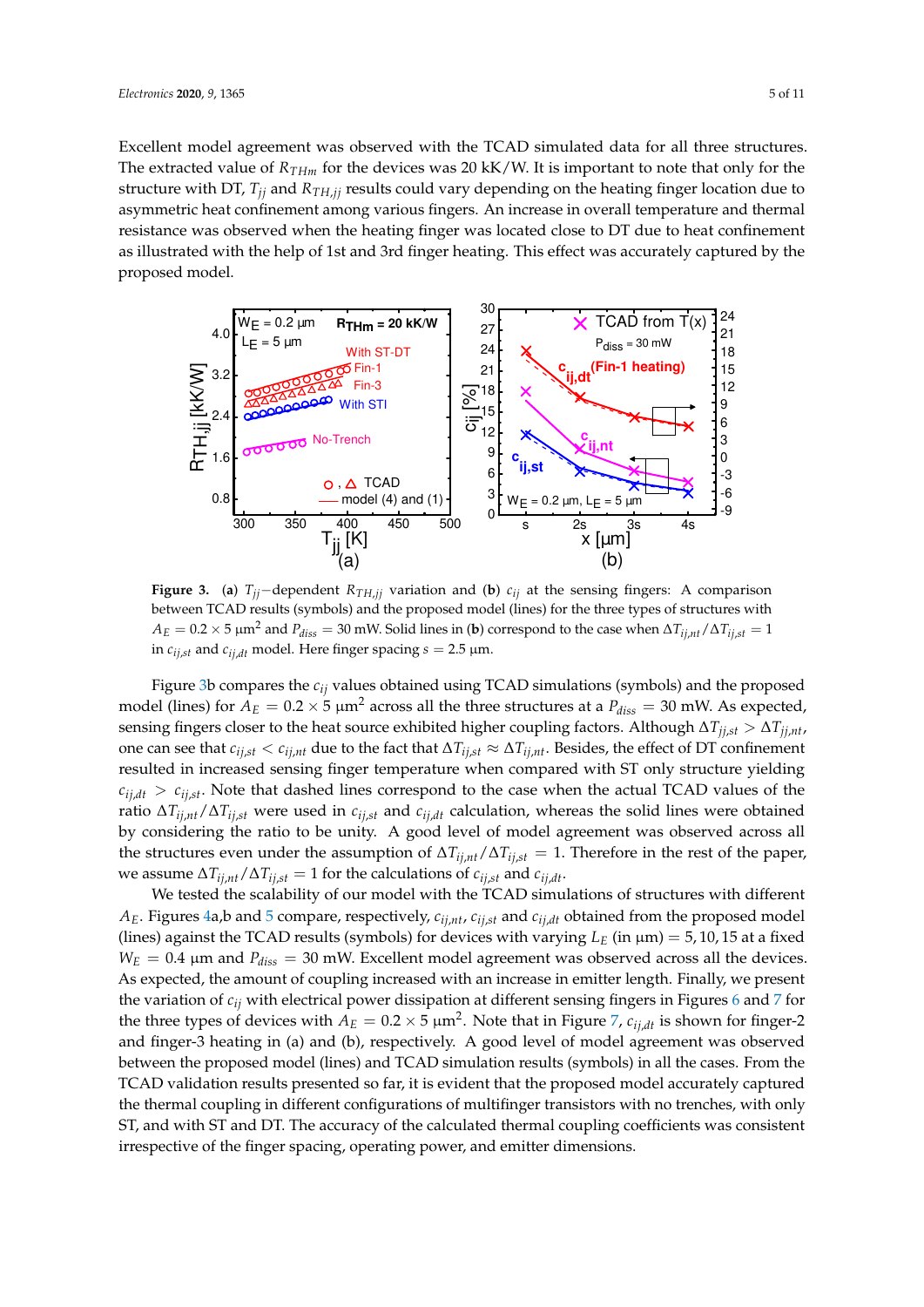Excellent model agreement was observed with the TCAD simulated data for all three structures. The extracted value of $R_{THm}$ for the devices was 20 kK/W. It is important to note that only for the structure with DT, $T_{jj}$ and $R_{TH,jj}$ results could vary depending on the heating finger location due to asymmetric heat confinement among various fingers. An increase in overall temperature and thermal resistance was observed when the heating finger was located close to DT due to heat confinement as illustrated with the help of 1st and 3rd finger heating. This effect was accurately captured by the proposed model.

**Figure 3.** (**a**) $T_{jj}$−dependent $R_{TH,jj}$ variation and (**b**) $c_{ij}$ at the sensing fingers: A comparison between TCAD results (symbols) and the proposed model (lines) for the three types of structures with $A_E = 0.2 \times 5\ \mu m^2$ and $P_{diss} = 30$ mW. Solid lines in (**b**) correspond to the case when $\Delta T_{ij,nt}/\Delta T_{ij,st} = 1$ in $c_{ij,st}$ and $c_{ij,dt}$ model. Here finger spacing $s = 2.5\ \mu m$.

Figure 3b compares the $c_{ij}$ values obtained using TCAD simulations (symbols) and the proposed model (lines) for $A_E = 0.2 \times 5\ \mu m^2$ across all the three structures at a $P_{diss} = 30$ mW. As expected, sensing fingers closer to the heat source exhibited higher coupling factors. Although $\Delta T_{jj,st} > \Delta T_{jj,nt}$, one can see that $c_{ij,st} < c_{ij,nt}$ due to the fact that $\Delta T_{ij,st} \approx \Delta T_{ij,nt}$. Besides, the effect of DT confinement resulted in increased sensing finger temperature when compared with ST only structure yielding $c_{ij,dt} > c_{ij,st}$. Note that dashed lines correspond to the case when the actual TCAD values of the ratio $\Delta T_{ij,nt}/\Delta T_{ij,st}$ were used in $c_{ij,st}$ and $c_{ij,dt}$ calculation, whereas the solid lines were obtained by considering the ratio to be unity. A good level of model agreement was observed across all the structures even under the assumption of $\Delta T_{ij,nt}/\Delta T_{ij,st} = 1$. Therefore in the rest of the paper, we assume $\Delta T_{ij,nt}/\Delta T_{ij,st} = 1$ for the calculations of $c_{ij,st}$ and $c_{ij,dt}$.

We tested the scalability of our model with the TCAD simulations of structures with different $A_E$. Figures 4a,b and 5 compare, respectively, $c_{ij,nt}$, $c_{ij,st}$ and $c_{ij,dt}$ obtained from the proposed model (lines) against the TCAD results (symbols) for devices with varying $L_E$ (in µm) $= 5, 10, 15$ at a fixed $W_E = 0.4\ \mu m$ and $P_{diss} = 30$ mW. Excellent model agreement was observed across all the devices. As expected, the amount of coupling increased with an increase in emitter length. Finally, we present the variation of $c_{ij}$ with electrical power dissipation at different sensing fingers in Figures 6 and 7 for the three types of devices with $A_E = 0.2 \times 5\ \mu m^2$. Note that in Figure 7, $c_{ij,dt}$ is shown for finger-2 and finger-3 heating in (a) and (b), respectively. A good level of model agreement was observed between the proposed model (lines) and TCAD simulation results (symbols) in all the cases. From the TCAD validation results presented so far, it is evident that the proposed model accurately captured the thermal coupling in different configurations of multifinger transistors with no trenches, with only ST, and with ST and DT. The accuracy of the calculated thermal coupling coefficients was consistent irrespective of the finger spacing, operating power, and emitter dimensions.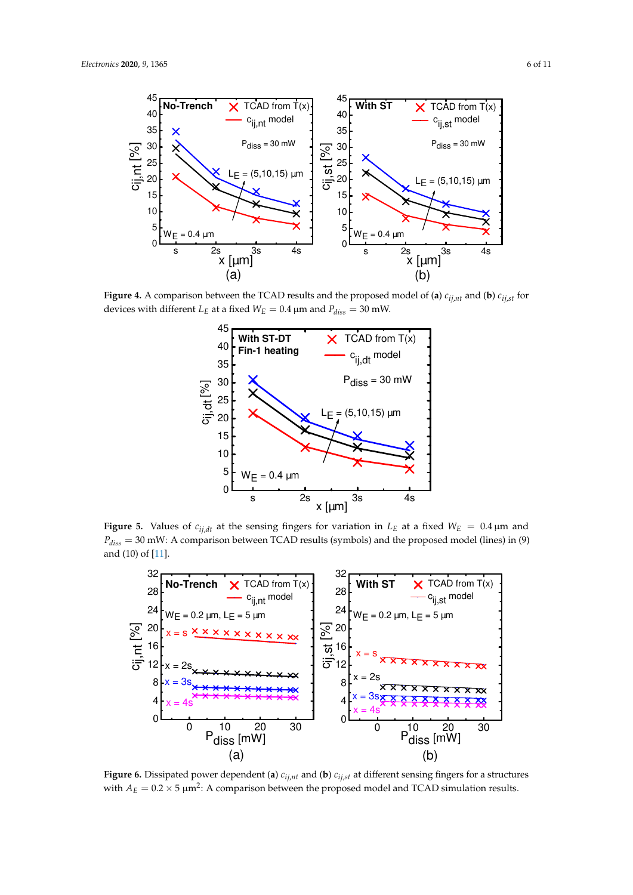**Figure 4.** A comparison between the TCAD results and the proposed model of (**a**) $c_{ij,nt}$ and (**b**) $c_{ij,st}$ for devices with different $L_E$ at a fixed $W_E = 0.4$ µm and $P_{diss} = 30$ mW.

**Figure 5.** Values of $c_{ij,dt}$ at the sensing fingers for variation in $L_E$ at a fixed $W_E = 0.4$ µm and $P_{diss} = 30$ mW: A comparison between TCAD results (symbols) and the proposed model (lines) in (9) and (10) of [11].

**Figure 6.** Dissipated power dependent (**a**) $c_{ij,nt}$ and (**b**) $c_{ij,st}$ at different sensing fingers for a structures with $A_E = 0.2 \times 5$ µm$^2$: A comparison between the proposed model and TCAD simulation results.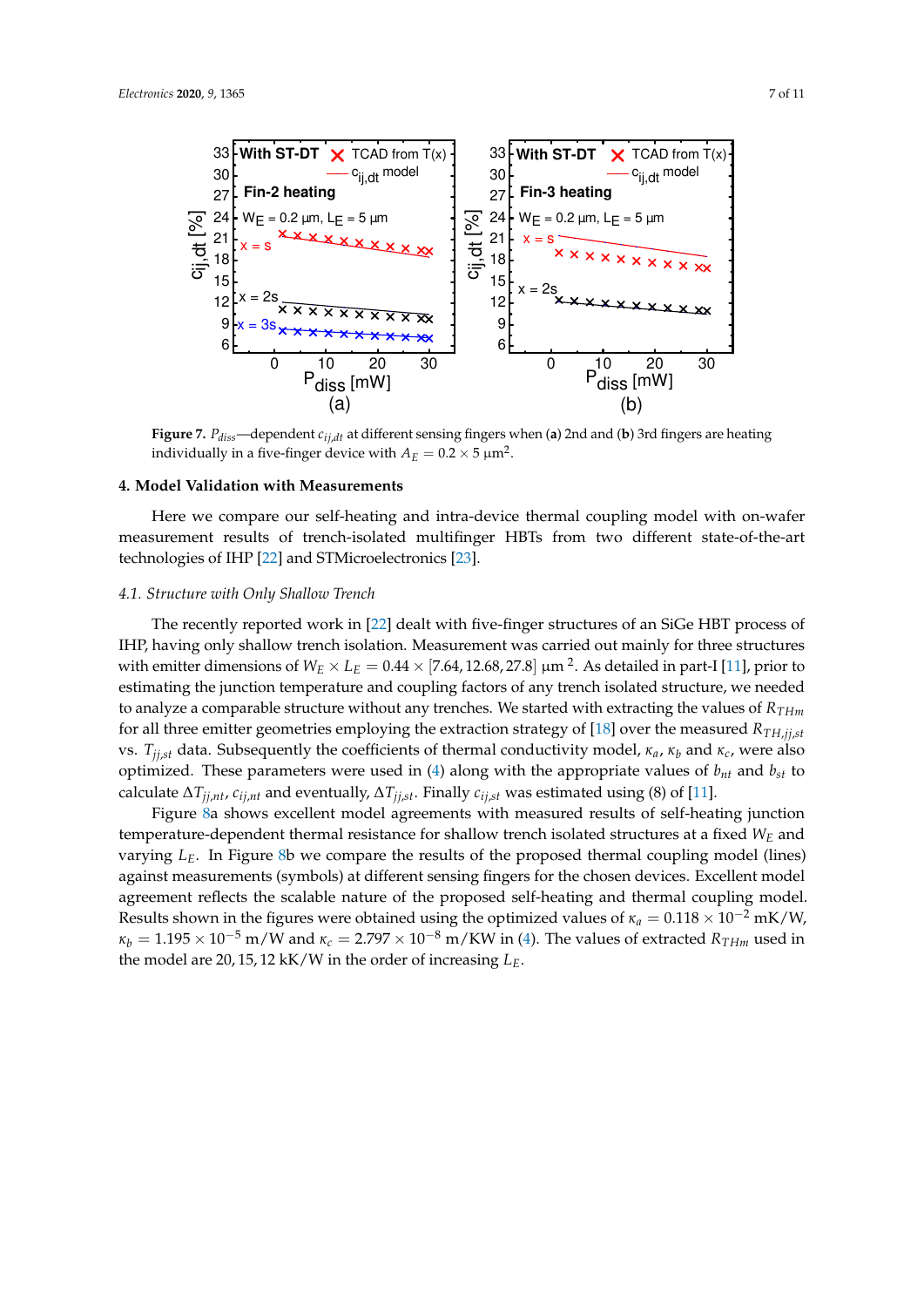**Figure 7.** $P_{diss}$—dependent $c_{ij,dt}$ at different sensing fingers when (**a**) 2nd and (**b**) 3rd fingers are heating individually in a five-finger device with $A_E = 0.2 \times 5$ µm$^2$.

## 4. Model Validation with Measurements

Here we compare our self-heating and intra-device thermal coupling model with on-wafer measurement results of trench-isolated multifinger HBTs from two different state-of-the-art technologies of IHP [22] and STMicroelectronics [23].

### 4.1. Structure with Only Shallow Trench

The recently reported work in [22] dealt with five-finger structures of an SiGe HBT process of IHP, having only shallow trench isolation. Measurement was carried out mainly for three structures with emitter dimensions of $W_E \times L_E = 0.44 \times [7.64, 12.68, 27.8]$ µm $^2$. As detailed in part-I [11], prior to estimating the junction temperature and coupling factors of any trench isolated structure, we needed to analyze a comparable structure without any trenches. We started with extracting the values of $R_{THm}$ for all three emitter geometries employing the extraction strategy of [18] over the measured $R_{TH,jj,st}$ vs. $T_{jj,st}$ data. Subsequently the coefficients of thermal conductivity model, $\kappa_a$, $\kappa_b$ and $\kappa_c$, were also optimized. These parameters were used in (4) along with the appropriate values of $b_{nt}$ and $b_{st}$ to calculate $\Delta T_{jj,nt}$, $c_{ij,nt}$ and eventually, $\Delta T_{jj,st}$. Finally $c_{ij,st}$ was estimated using (8) of [11].

Figure 8a shows excellent model agreements with measured results of self-heating junction temperature-dependent thermal resistance for shallow trench isolated structures at a fixed $W_E$ and varying $L_E$. In Figure 8b we compare the results of the proposed thermal coupling model (lines) against measurements (symbols) at different sensing fingers for the chosen devices. Excellent model agreement reflects the scalable nature of the proposed self-heating and thermal coupling model. Results shown in the figures were obtained using the optimized values of $\kappa_a = 0.118 \times 10^{-2}$ mK/W, $\kappa_b = 1.195 \times 10^{-5}$ m/W and $\kappa_c = 2.797 \times 10^{-8}$ m/KW in (4). The values of extracted $R_{THm}$ used in the model are 20, 15, 12 kK/W in the order of increasing $L_E$.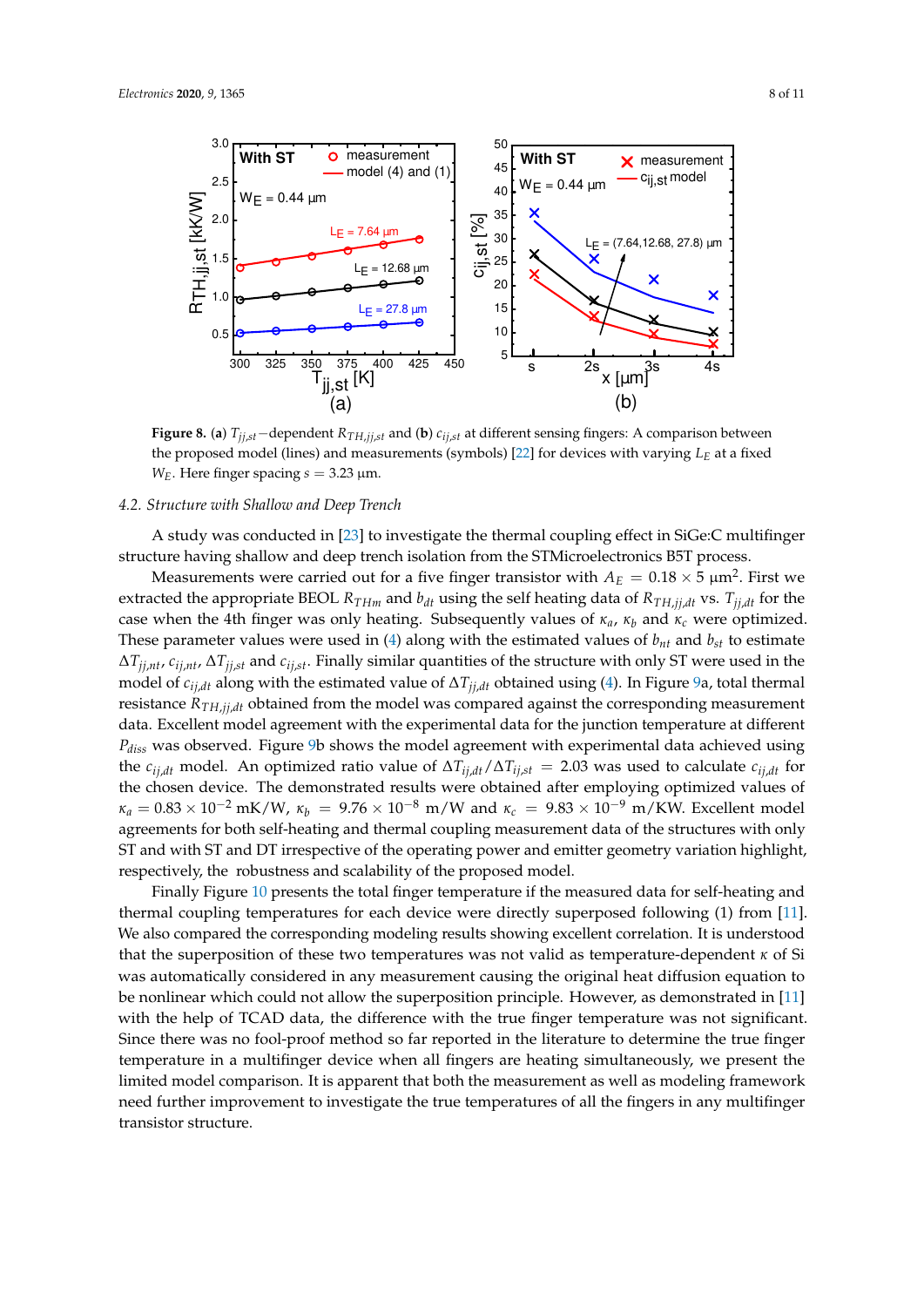**Figure 8.** (**a**) $T_{jj,st}$−dependent $R_{TH,jj,st}$ and (**b**) $c_{ij,st}$ at different sensing fingers: A comparison between the proposed model (lines) and measurements (symbols) [22] for devices with varying $L_E$ at a fixed $W_E$. Here finger spacing $s = 3.23$ µm.

### 4.2. Structure with Shallow and Deep Trench

A study was conducted in [23] to investigate the thermal coupling effect in SiGe:C multifinger structure having shallow and deep trench isolation from the STMicroelectronics B5T process.

Measurements were carried out for a five finger transistor with $A_E = 0.18 \times 5$ µm$^2$. First we extracted the appropriate BEOL $R_{THm}$ and $b_{dt}$ using the self heating data of $R_{TH,jj,dt}$ vs. $T_{jj,dt}$ for the case when the 4th finger was only heating. Subsequently values of $\kappa_a$, $\kappa_b$ and $\kappa_c$ were optimized. These parameter values were used in (4) along with the estimated values of $b_{nt}$ and $b_{st}$ to estimate $\Delta T_{jj,nt}$, $c_{ij,nt}$, $\Delta T_{jj,st}$ and $c_{ij,st}$. Finally similar quantities of the structure with only ST were used in the model of $c_{ij,dt}$ along with the estimated value of $\Delta T_{jj,dt}$ obtained using (4). In Figure 9a, total thermal resistance $R_{TH,jj,dt}$ obtained from the model was compared against the corresponding measurement data. Excellent model agreement with the experimental data for the junction temperature at different $P_{diss}$ was observed. Figure 9b shows the model agreement with experimental data achieved using the $c_{ij,dt}$ model. An optimized ratio value of $\Delta T_{ij,dt}/\Delta T_{ij,st} = 2.03$ was used to calculate $c_{ij,dt}$ for the chosen device. The demonstrated results were obtained after employing optimized values of $\kappa_a = 0.83 \times 10^{-2}$ mK/W, $\kappa_b = 9.76 \times 10^{-8}$ m/W and $\kappa_c = 9.83 \times 10^{-9}$ m/KW. Excellent model agreements for both self-heating and thermal coupling measurement data of the structures with only ST and with ST and DT irrespective of the operating power and emitter geometry variation highlight, respectively, the robustness and scalability of the proposed model.

Finally Figure 10 presents the total finger temperature if the measured data for self-heating and thermal coupling temperatures for each device were directly superposed following (1) from [11]. We also compared the corresponding modeling results showing excellent correlation. It is understood that the superposition of these two temperatures was not valid as temperature-dependent $\kappa$ of Si was automatically considered in any measurement causing the original heat diffusion equation to be nonlinear which could not allow the superposition principle. However, as demonstrated in [11] with the help of TCAD data, the difference with the true finger temperature was not significant. Since there was no fool-proof method so far reported in the literature to determine the true finger temperature in a multifinger device when all fingers are heating simultaneously, we present the limited model comparison. It is apparent that both the measurement as well as modeling framework need further improvement to investigate the true temperatures of all the fingers in any multifinger transistor structure.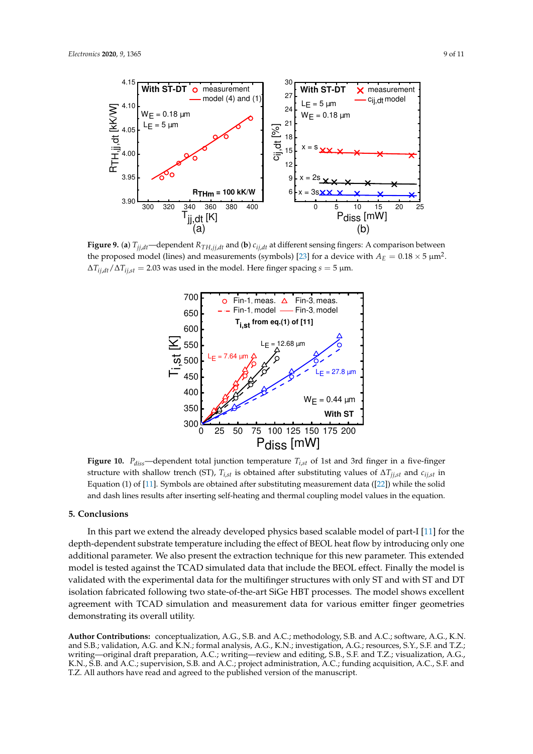**Figure 9.** (**a**) $T_{jj,dt}$—dependent $R_{TH,jj,dt}$ and (**b**) $c_{ij,dt}$ at different sensing fingers: A comparison between the proposed model (lines) and measurements (symbols) [23] for a device with $A_E = 0.18 \times 5\ \mu m^2$. $\Delta T_{ij,dt}/\Delta T_{ij,st} = 2.03$ was used in the model. Here finger spacing $s = 5\ \mu m$.

**Figure 10.** $P_{diss}$—dependent total junction temperature $T_{i,st}$ of 1st and 3rd finger in a five-finger structure with shallow trench (ST), $T_{i,st}$ is obtained after substituting values of $\Delta T_{jj,st}$ and $c_{ij,st}$ in Equation (1) of [11]. Symbols are obtained after substituting measurement data ([22]) while the solid and dash lines results after inserting self-heating and thermal coupling model values in the equation.

## 5. Conclusions

In this part we extend the already developed physics based scalable model of part-I [11] for the depth-dependent substrate temperature including the effect of BEOL heat flow by introducing only one additional parameter. We also present the extraction technique for this new parameter. This extended model is tested against the TCAD simulated data that include the BEOL effect. Finally the model is validated with the experimental data for the multifinger structures with only ST and with ST and DT isolation fabricated following two state-of-the-art SiGe HBT processes. The model shows excellent agreement with TCAD simulation and measurement data for various emitter finger geometries demonstrating its overall utility.

**Author Contributions:** conceptualization, A.G., S.B. and A.C.; methodology, S.B. and A.C.; software, A.G., K.N. and S.B.; validation, A.G. and K.N.; formal analysis, A.G., K.N.; investigation, A.G.; resources, S.Y., S.F. and T.Z.; writing—original draft preparation, A.C.; writing—review and editing, S.B., S.F. and T.Z.; visualization, A.G., K.N., S.B. and A.C.; supervision, S.B. and A.C.; project administration, A.C.; funding acquisition, A.C., S.F. and T.Z. All authors have read and agreed to the published version of the manuscript.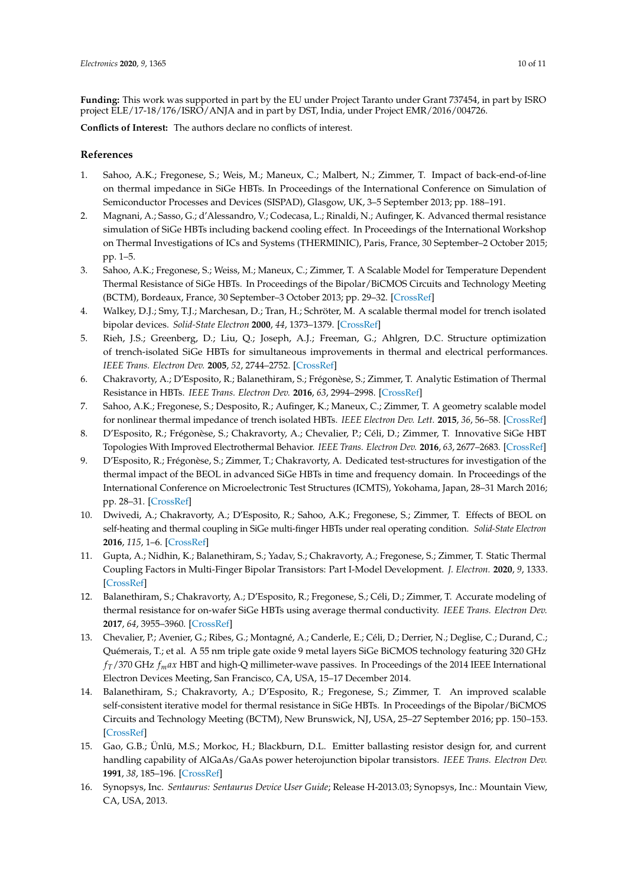**Funding:** This work was supported in part by the EU under Project Taranto under Grant 737454, in part by ISRO project ELE/17-18/176/ISRO/ANJA and in part by DST, India, under Project EMR/2016/004726.

**Conflicts of Interest:** The authors declare no conflicts of interest.

## References

1. Sahoo, A.K.; Fregonese, S.; Weis, M.; Maneux, C.; Malbert, N.; Zimmer, T. Impact of back-end-of-line on thermal impedance in SiGe HBTs. In Proceedings of the International Conference on Simulation of Semiconductor Processes and Devices (SISPAD), Glasgow, UK, 3–5 September 2013; pp. 188–191.
2. Magnani, A.; Sasso, G.; d'Alessandro, V.; Codecasa, L.; Rinaldi, N.; Aufinger, K. Advanced thermal resistance simulation of SiGe HBTs including backend cooling effect. In Proceedings of the International Workshop on Thermal Investigations of ICs and Systems (THERMINIC), Paris, France, 30 September–2 October 2015; pp. 1–5.
3. Sahoo, A.K.; Fregonese, S.; Weiss, M.; Maneux, C.; Zimmer, T. A Scalable Model for Temperature Dependent Thermal Resistance of SiGe HBTs. In Proceedings of the Bipolar/BiCMOS Circuits and Technology Meeting (BCTM), Bordeaux, France, 30 September–3 October 2013; pp. 29–32. [CrossRef]
4. Walkey, D.J.; Smy, T.J.; Marchesan, D.; Tran, H.; Schröter, M. A scalable thermal model for trench isolated bipolar devices. *Solid-State Electron* **2000**, *44*, 1373–1379. [CrossRef]
5. Rieh, J.S.; Greenberg, D.; Liu, Q.; Joseph, A.J.; Freeman, G.; Ahlgren, D.C. Structure optimization of trench-isolated SiGe HBTs for simultaneous improvements in thermal and electrical performances. *IEEE Trans. Electron Dev.* **2005**, *52*, 2744–2752. [CrossRef]
6. Chakravorty, A.; D'Esposito, R.; Balanethiram, S.; Frégonèse, S.; Zimmer, T. Analytic Estimation of Thermal Resistance in HBTs. *IEEE Trans. Electron Dev.* **2016**, *63*, 2994–2998. [CrossRef]
7. Sahoo, A.K.; Fregonese, S.; Desposito, R.; Aufinger, K.; Maneux, C.; Zimmer, T. A geometry scalable model for nonlinear thermal impedance of trench isolated HBTs. *IEEE Electron Dev. Lett.* **2015**, *36*, 56–58. [CrossRef]
8. D'Esposito, R.; Frégonèse, S.; Chakravorty, A.; Chevalier, P.; Céli, D.; Zimmer, T. Innovative SiGe HBT Topologies With Improved Electrothermal Behavior. *IEEE Trans. Electron Dev.* **2016**, *63*, 2677–2683. [CrossRef]
9. D'Esposito, R.; Frégonèse, S.; Zimmer, T.; Chakravorty, A. Dedicated test-structures for investigation of the thermal impact of the BEOL in advanced SiGe HBTs in time and frequency domain. In Proceedings of the International Conference on Microelectronic Test Structures (ICMTS), Yokohama, Japan, 28–31 March 2016; pp. 28–31. [CrossRef]
10. Dwivedi, A.; Chakravorty, A.; D'Esposito, R.; Sahoo, A.K.; Fregonese, S.; Zimmer, T. Effects of BEOL on self-heating and thermal coupling in SiGe multi-finger HBTs under real operating condition. *Solid-State Electron* **2016**, *115*, 1–6. [CrossRef]
11. Gupta, A.; Nidhin, K.; Balanethiram, S.; Yadav, S.; Chakravorty, A.; Fregonese, S.; Zimmer, T. Static Thermal Coupling Factors in Multi-Finger Bipolar Transistors: Part I-Model Development. *J. Electron.* **2020**, *9*, 1333. [CrossRef]
12. Balanethiram, S.; Chakravorty, A.; D'Esposito, R.; Fregonese, S.; Céli, D.; Zimmer, T. Accurate modeling of thermal resistance for on-wafer SiGe HBTs using average thermal conductivity. *IEEE Trans. Electron Dev.* **2017**, *64*, 3955–3960. [CrossRef]
13. Chevalier, P.; Avenier, G.; Ribes, G.; Montagné, A.; Canderle, E.; Céli, D.; Derrier, N.; Deglise, C.; Durand, C.; Quémerais, T.; et al. A 55 nm triple gate oxide 9 metal layers SiGe BiCMOS technology featuring 320 GHz $f_T$/370 GHz $f_max$ HBT and high-Q millimeter-wave passives. In Proceedings of the 2014 IEEE International Electron Devices Meeting, San Francisco, CA, USA, 15–17 December 2014.
14. Balanethiram, S.; Chakravorty, A.; D'Esposito, R.; Fregonese, S.; Zimmer, T. An improved scalable self-consistent iterative model for thermal resistance in SiGe HBTs. In Proceedings of the Bipolar/BiCMOS Circuits and Technology Meeting (BCTM), New Brunswick, NJ, USA, 25–27 September 2016; pp. 150–153. [CrossRef]
15. Gao, G.B.; Ünlü, M.S.; Morkoc, H.; Blackburn, D.L. Emitter ballasting resistor design for, and current handling capability of AlGaAs/GaAs power heterojunction bipolar transistors. *IEEE Trans. Electron Dev.* **1991**, *38*, 185–196. [CrossRef]
16. Synopsys, Inc. *Sentaurus: Sentaurus Device User Guide*; Release H-2013.03; Synopsys, Inc.: Mountain View, CA, USA, 2013.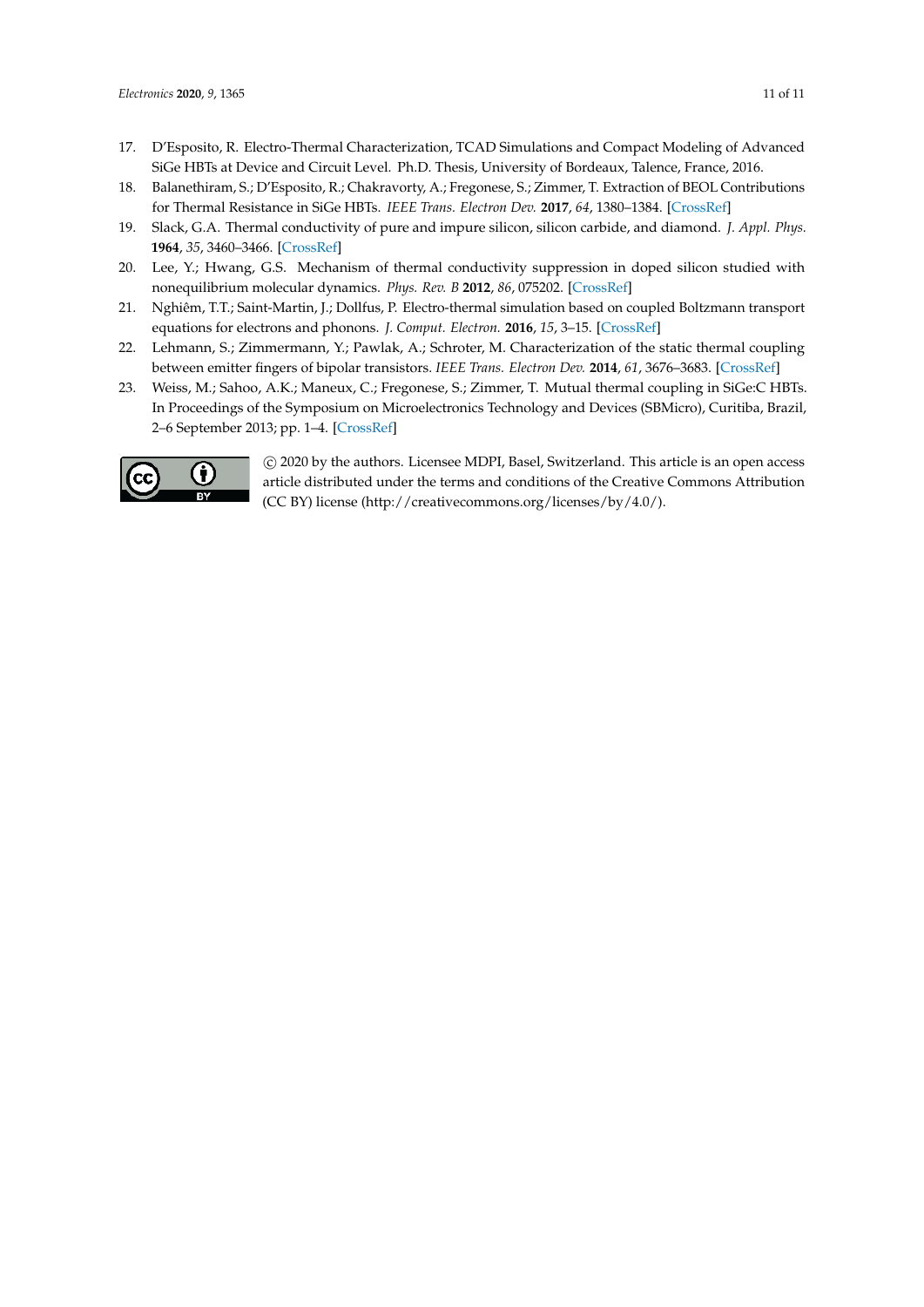17. D'Esposito, R. Electro-Thermal Characterization, TCAD Simulations and Compact Modeling of Advanced SiGe HBTs at Device and Circuit Level. Ph.D. Thesis, University of Bordeaux, Talence, France, 2016.
18. Balanethiram, S.; D'Esposito, R.; Chakravorty, A.; Fregonese, S.; Zimmer, T. Extraction of BEOL Contributions for Thermal Resistance in SiGe HBTs. *IEEE Trans. Electron Dev.* **2017**, *64*, 1380–1384. [CrossRef]
19. Slack, G.A. Thermal conductivity of pure and impure silicon, silicon carbide, and diamond. *J. Appl. Phys.* **1964**, *35*, 3460–3466. [CrossRef]
20. Lee, Y.; Hwang, G.S. Mechanism of thermal conductivity suppression in doped silicon studied with nonequilibrium molecular dynamics. *Phys. Rev. B* **2012**, *86*, 075202. [CrossRef]
21. Nghiêm, T.T.; Saint-Martin, J.; Dollfus, P. Electro-thermal simulation based on coupled Boltzmann transport equations for electrons and phonons. *J. Comput. Electron.* **2016**, *15*, 3–15. [CrossRef]
22. Lehmann, S.; Zimmermann, Y.; Pawlak, A.; Schroter, M. Characterization of the static thermal coupling between emitter fingers of bipolar transistors. *IEEE Trans. Electron Dev.* **2014**, *61*, 3676–3683. [CrossRef]
23. Weiss, M.; Sahoo, A.K.; Maneux, C.; Fregonese, S.; Zimmer, T. Mutual thermal coupling in SiGe:C HBTs. In Proceedings of the Symposium on Microelectronics Technology and Devices (SBMicro), Curitiba, Brazil, 2–6 September 2013; pp. 1–4. [CrossRef]

© 2020 by the authors. Licensee MDPI, Basel, Switzerland. This article is an open access article distributed under the terms and conditions of the Creative Commons Attribution (CC BY) license (http://creativecommons.org/licenses/by/4.0/).